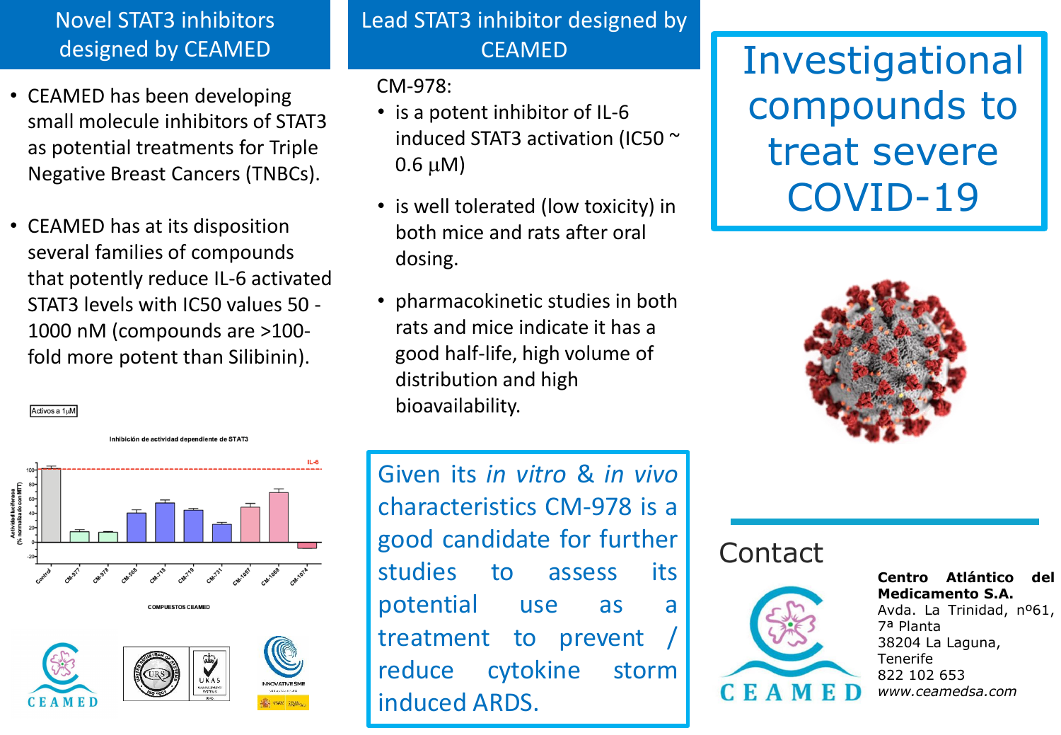# Investigational compounds to treat severe COVID-19

## Novel STAT3 inhibitors designed by CEAMED

- CEAMED has been developing small molecule inhibitors of STAT3 as potential treatments for Triple Negative Breast Cancers (TNBCs).
- CEAMED has at its disposition several families of compounds that potently reduce IL-6 activated STAT3 levels with IC50 values 50 - 1000 nM (compounds are >100-fold more potent than Silibinin).

Activos a 1μM

Inhibición de actividad dependiente de STAT3

## Lead STAT3 inhibitor designed by CEAMED

CM-978:

- is a potent inhibitor of IL-6 induced STAT3 activation (IC50 ~ 0.6 μM)
- is well tolerated (low toxicity) in both mice and rats after oral dosing.
- pharmacokinetic studies in both rats and mice indicate it has a good half-life, high volume of distribution and high bioavailability.

Given its *in vitro* & *in vivo* characteristics CM-978 is a good candidate for further studies to assess its potential use as a treatment to prevent / reduce cytokine storm induced ARDS.

## Contact

**Centro Atlántico del Medicamento S.A.**
Avda. La Trinidad, nº61, 7ª Planta
38204 La Laguna, Tenerife
822 102 653
*www.ceamedsa.com*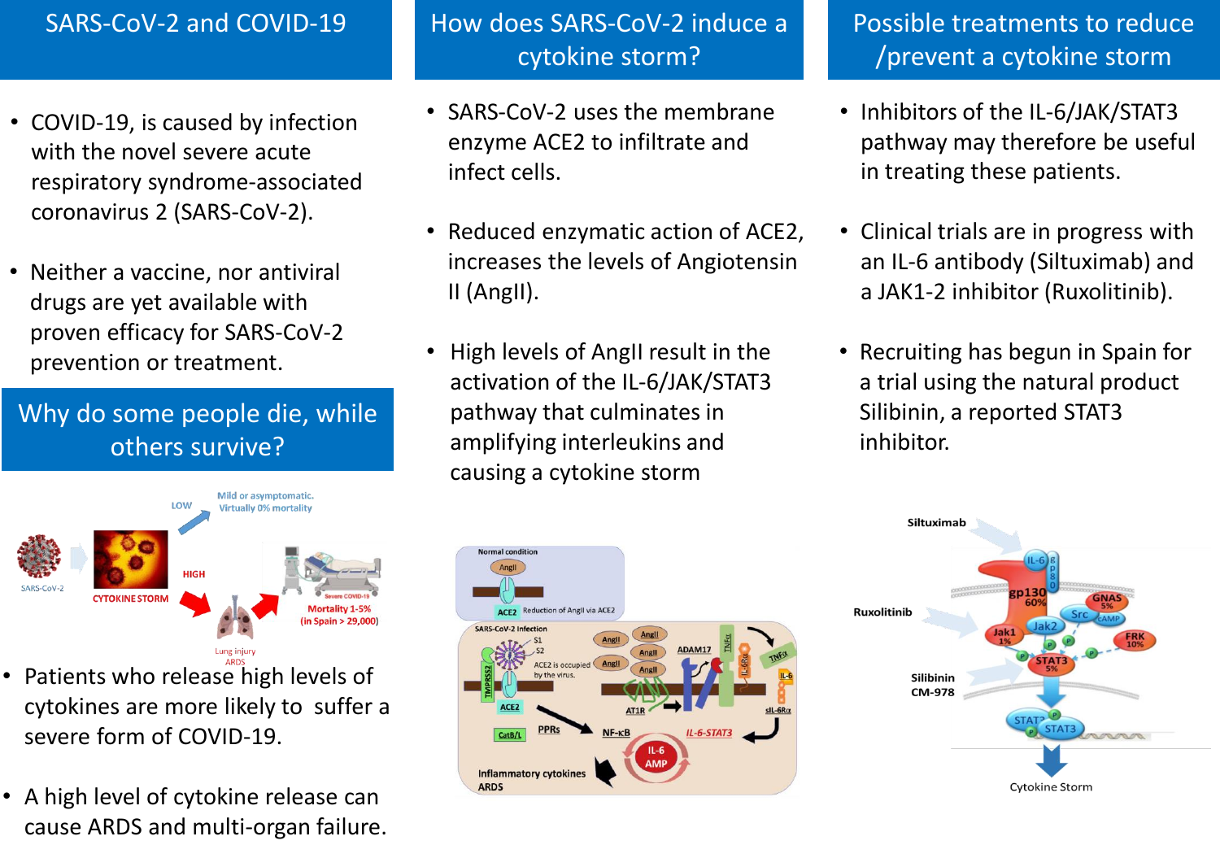## SARS-CoV-2 and COVID-19

- COVID-19, is caused by infection with the novel severe acute respiratory syndrome-associated coronavirus 2 (SARS-CoV-2).
- Neither a vaccine, nor antiviral drugs are yet available with proven efficacy for SARS-CoV-2 prevention or treatment.

## Why do some people die, while others survive?

SARS-CoV-2

CYTOKINE STORM

LOW

Mild or asymptomatic. Virtually 0% mortality

HIGH

Lung injury ARDS

Severe COVID-19

Mortality 1-5% (in Spain > 29,000)

- Patients who release high levels of cytokines are more likely to suffer a severe form of COVID-19.
- A high level of cytokine release can cause ARDS and multi-organ failure.

## How does SARS-CoV-2 induce a cytokine storm?

- SARS-CoV-2 uses the membrane enzyme ACE2 to infiltrate and infect cells.
- Reduced enzymatic action of ACE2, increases the levels of Angiotensin II (AngII).
- High levels of AngII result in the activation of the IL-6/JAK/STAT3 pathway that culminates in amplifying interleukins and causing a cytokine storm

Normal condition

AngII

ACE2 Reduction of AngII via ACE2

SARS-CoV-2 Infection

S1

S2

ACE2 is occupied by the virus.

TMPRSS2

ACE2

AngII

ADAM17

TNFα

IL-6Rα

IL-6

sIL-6Rα

AT1R

CatB/L

PPRs

NF-κB

IL-6-STAT3

IL-6 AMP

Inflammatory cytokines ARDS

## Possible treatments to reduce /prevent a cytokine storm

- Inhibitors of the IL-6/JAK/STAT3 pathway may therefore be useful in treating these patients.
- Clinical trials are in progress with an IL-6 antibody (Siltuximab) and a JAK1-2 inhibitor (Ruxolitinib).
- Recruiting has begun in Spain for a trial using the natural product Silibinin, a reported STAT3 inhibitor.

Siltuximab

Ruxolitinib

Silibinin CM-978

IL-6

gp130 60%

GNAS 5%

Src

cAMP

Jak1 1%

Jak2

FRK 10%

STAT3 5%

STAT3

STAT3

Cytokine Storm